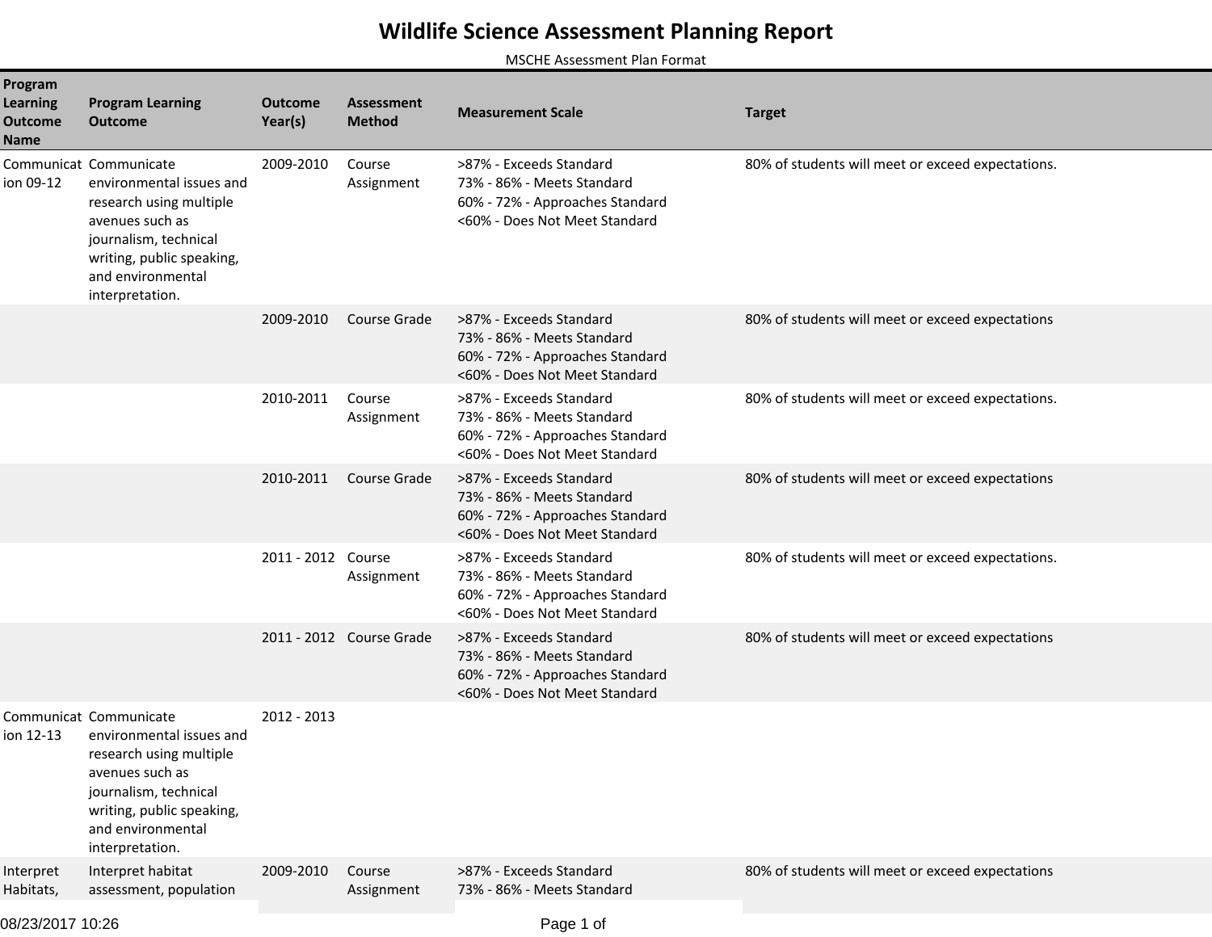# Wildlife Science Assessment Planning Report

MSCHE Assessment Plan Format

| Program Learning Outcome Name | Program Learning Outcome | Outcome Year(s) | Assessment Method | Measurement Scale | Target |
|---|---|---|---|---|---|
| Communication 09-12 | Communicate environmental issues and research using multiple avenues such as journalism, technical writing, public speaking, and environmental interpretation. | 2009-2010 | Course Assignment | >87% - Exceeds Standard<br>73% - 86% - Meets Standard<br>60% - 72% - Approaches Standard<br><60% - Does Not Meet Standard | 80% of students will meet or exceed expectations. |
| | | 2009-2010 | Course Grade | >87% - Exceeds Standard<br>73% - 86% - Meets Standard<br>60% - 72% - Approaches Standard<br><60% - Does Not Meet Standard | 80% of students will meet or exceed expectations |
| | | 2010-2011 | Course Assignment | >87% - Exceeds Standard<br>73% - 86% - Meets Standard<br>60% - 72% - Approaches Standard<br><60% - Does Not Meet Standard | 80% of students will meet or exceed expectations. |
| | | 2010-2011 | Course Grade | >87% - Exceeds Standard<br>73% - 86% - Meets Standard<br>60% - 72% - Approaches Standard<br><60% - Does Not Meet Standard | 80% of students will meet or exceed expectations |
| | | 2011 - 2012 | Course Assignment | >87% - Exceeds Standard<br>73% - 86% - Meets Standard<br>60% - 72% - Approaches Standard<br><60% - Does Not Meet Standard | 80% of students will meet or exceed expectations. |
| | | 2011 - 2012 | Course Grade | >87% - Exceeds Standard<br>73% - 86% - Meets Standard<br>60% - 72% - Approaches Standard<br><60% - Does Not Meet Standard | 80% of students will meet or exceed expectations |
| Communication 12-13 | Communicate environmental issues and research using multiple avenues such as journalism, technical writing, public speaking, and environmental interpretation. | 2012 - 2013 | | | |
| Interpret Habitats, | Interpret habitat assessment, population | 2009-2010 | Course Assignment | >87% - Exceeds Standard<br>73% - 86% - Meets Standard | 80% of students will meet or exceed expectations |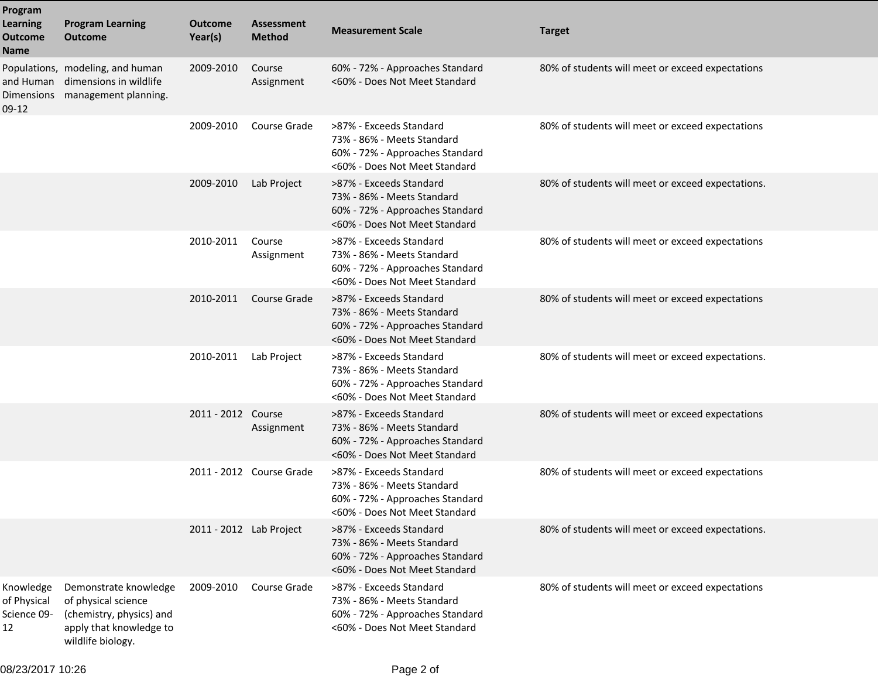| Program Learning Outcome Name | Program Learning Outcome | Outcome Year(s) | Assessment Method | Measurement Scale | Target |
|---|---|---|---|---|---|
| Populations, and Human Dimensions 09-12 | modeling, and human dimensions in wildlife management planning. | 2009-2010 | Course Assignment | 60% - 72% - Approaches Standard<br><60% - Does Not Meet Standard | 80% of students will meet or exceed expectations |
| | | 2009-2010 | Course Grade | >87% - Exceeds Standard<br>73% - 86% - Meets Standard<br>60% - 72% - Approaches Standard<br><60% - Does Not Meet Standard | 80% of students will meet or exceed expectations |
| | | 2009-2010 | Lab Project | >87% - Exceeds Standard<br>73% - 86% - Meets Standard<br>60% - 72% - Approaches Standard<br><60% - Does Not Meet Standard | 80% of students will meet or exceed expectations. |
| | | 2010-2011 | Course Assignment | >87% - Exceeds Standard<br>73% - 86% - Meets Standard<br>60% - 72% - Approaches Standard<br><60% - Does Not Meet Standard | 80% of students will meet or exceed expectations |
| | | 2010-2011 | Course Grade | >87% - Exceeds Standard<br>73% - 86% - Meets Standard<br>60% - 72% - Approaches Standard<br><60% - Does Not Meet Standard | 80% of students will meet or exceed expectations |
| | | 2010-2011 | Lab Project | >87% - Exceeds Standard<br>73% - 86% - Meets Standard<br>60% - 72% - Approaches Standard<br><60% - Does Not Meet Standard | 80% of students will meet or exceed expectations. |
| | | 2011 - 2012 | Course Assignment | >87% - Exceeds Standard<br>73% - 86% - Meets Standard<br>60% - 72% - Approaches Standard<br><60% - Does Not Meet Standard | 80% of students will meet or exceed expectations |
| | | 2011 - 2012 | Course Grade | >87% - Exceeds Standard<br>73% - 86% - Meets Standard<br>60% - 72% - Approaches Standard<br><60% - Does Not Meet Standard | 80% of students will meet or exceed expectations |
| | | 2011 - 2012 | Lab Project | >87% - Exceeds Standard<br>73% - 86% - Meets Standard<br>60% - 72% - Approaches Standard<br><60% - Does Not Meet Standard | 80% of students will meet or exceed expectations. |
| Knowledge of Physical Science 09-12 | Demonstrate knowledge of physical science (chemistry, physics) and apply that knowledge to wildlife biology. | 2009-2010 | Course Grade | >87% - Exceeds Standard<br>73% - 86% - Meets Standard<br>60% - 72% - Approaches Standard<br><60% - Does Not Meet Standard | 80% of students will meet or exceed expectations |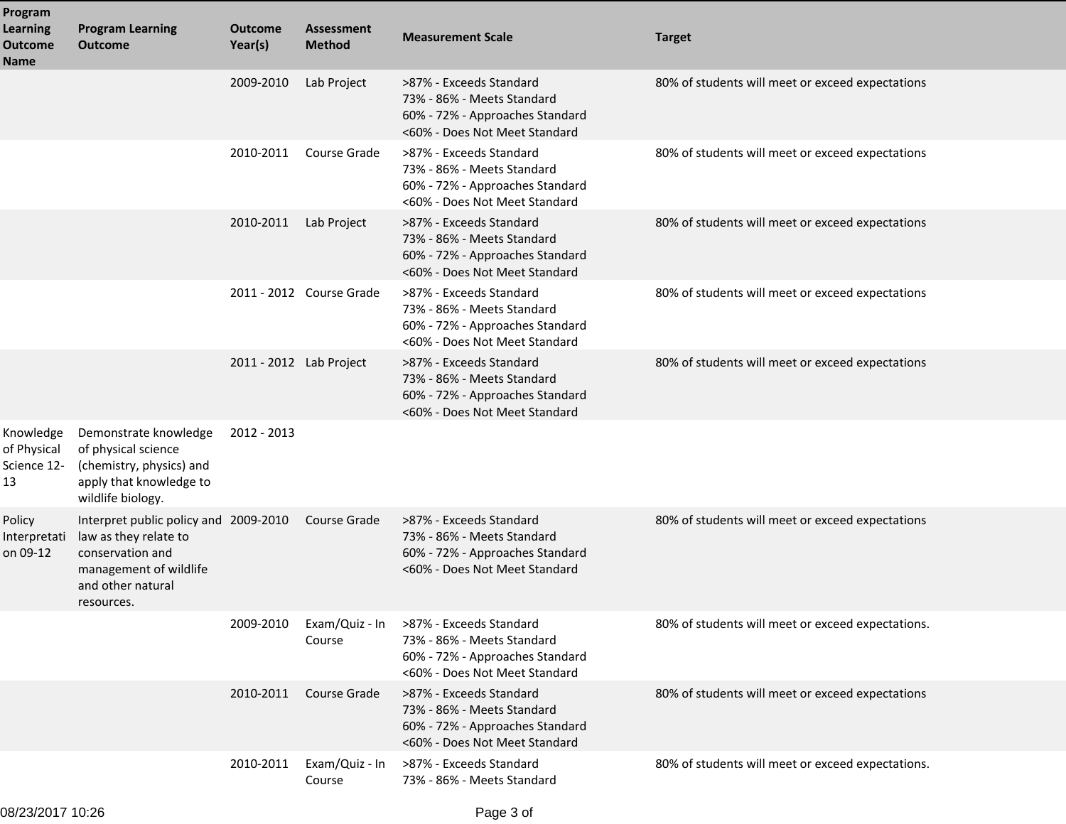| Program Learning Outcome Name | Program Learning Outcome | Outcome Year(s) | Assessment Method | Measurement Scale | Target |
|---|---|---|---|---|---|
| | | 2009-2010 | Lab Project | >87% - Exceeds Standard<br>73% - 86% - Meets Standard<br>60% - 72% - Approaches Standard<br><60% - Does Not Meet Standard | 80% of students will meet or exceed expectations |
| | | 2010-2011 | Course Grade | >87% - Exceeds Standard<br>73% - 86% - Meets Standard<br>60% - 72% - Approaches Standard<br><60% - Does Not Meet Standard | 80% of students will meet or exceed expectations |
| | | 2010-2011 | Lab Project | >87% - Exceeds Standard<br>73% - 86% - Meets Standard<br>60% - 72% - Approaches Standard<br><60% - Does Not Meet Standard | 80% of students will meet or exceed expectations |
| | | 2011 - 2012 | Course Grade | >87% - Exceeds Standard<br>73% - 86% - Meets Standard<br>60% - 72% - Approaches Standard<br><60% - Does Not Meet Standard | 80% of students will meet or exceed expectations |
| | | 2011 - 2012 | Lab Project | >87% - Exceeds Standard<br>73% - 86% - Meets Standard<br>60% - 72% - Approaches Standard<br><60% - Does Not Meet Standard | 80% of students will meet or exceed expectations |
| Knowledge of Physical Science 12-13 | Demonstrate knowledge of physical science (chemistry, physics) and apply that knowledge to wildlife biology. | 2012 - 2013 | | | |
| Policy Interpretation 09-12 | Interpret public policy and law as they relate to conservation and management of wildlife and other natural resources. | 2009-2010 | Course Grade | >87% - Exceeds Standard<br>73% - 86% - Meets Standard<br>60% - 72% - Approaches Standard<br><60% - Does Not Meet Standard | 80% of students will meet or exceed expectations |
| | | 2009-2010 | Exam/Quiz - In Course | >87% - Exceeds Standard<br>73% - 86% - Meets Standard<br>60% - 72% - Approaches Standard<br><60% - Does Not Meet Standard | 80% of students will meet or exceed expectations. |
| | | 2010-2011 | Course Grade | >87% - Exceeds Standard<br>73% - 86% - Meets Standard<br>60% - 72% - Approaches Standard<br><60% - Does Not Meet Standard | 80% of students will meet or exceed expectations |
| | | 2010-2011 | Exam/Quiz - In Course | >87% - Exceeds Standard<br>73% - 86% - Meets Standard | 80% of students will meet or exceed expectations. |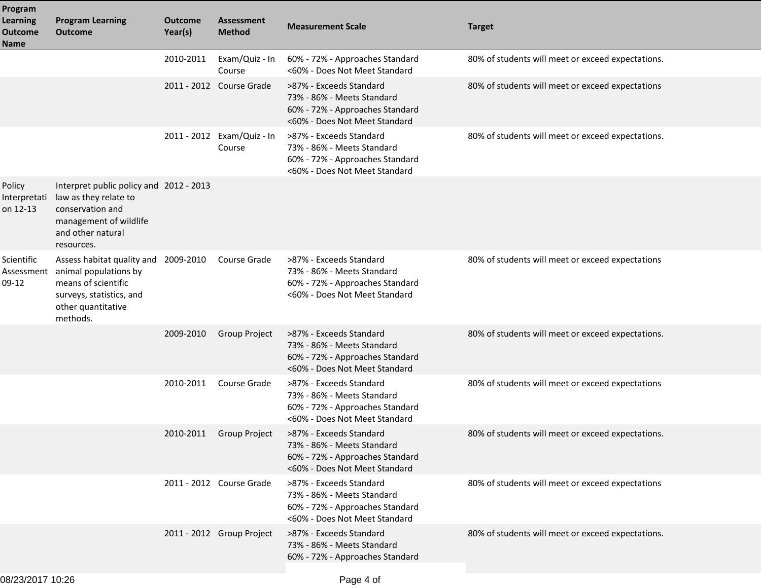| Program Learning Outcome Name | Program Learning Outcome | Outcome Year(s) | Assessment Method | Measurement Scale | Target |
|---|---|---|---|---|---|
| | | 2010-2011 | Exam/Quiz - In Course | 60% - 72% - Approaches Standard<br><60% - Does Not Meet Standard | 80% of students will meet or exceed expectations. |
| | | 2011 - 2012 | Course Grade | >87% - Exceeds Standard<br>73% - 86% - Meets Standard<br>60% - 72% - Approaches Standard<br><60% - Does Not Meet Standard | 80% of students will meet or exceed expectations |
| | | 2011 - 2012 | Exam/Quiz - In Course | >87% - Exceeds Standard<br>73% - 86% - Meets Standard<br>60% - 72% - Approaches Standard<br><60% - Does Not Meet Standard | 80% of students will meet or exceed expectations. |
| Policy Interpretation 12-13 | Interpret public policy and law as they relate to conservation and management of wildlife and other natural resources. | 2012 - 2013 | | | |
| Scientific Assessment 09-12 | Assess habitat quality and animal populations by means of scientific surveys, statistics, and other quantitative methods. | 2009-2010 | Course Grade | >87% - Exceeds Standard<br>73% - 86% - Meets Standard<br>60% - 72% - Approaches Standard<br><60% - Does Not Meet Standard | 80% of students will meet or exceed expectations |
| | | 2009-2010 | Group Project | >87% - Exceeds Standard<br>73% - 86% - Meets Standard<br>60% - 72% - Approaches Standard<br><60% - Does Not Meet Standard | 80% of students will meet or exceed expectations. |
| | | 2010-2011 | Course Grade | >87% - Exceeds Standard<br>73% - 86% - Meets Standard<br>60% - 72% - Approaches Standard<br><60% - Does Not Meet Standard | 80% of students will meet or exceed expectations |
| | | 2010-2011 | Group Project | >87% - Exceeds Standard<br>73% - 86% - Meets Standard<br>60% - 72% - Approaches Standard<br><60% - Does Not Meet Standard | 80% of students will meet or exceed expectations. |
| | | 2011 - 2012 | Course Grade | >87% - Exceeds Standard<br>73% - 86% - Meets Standard<br>60% - 72% - Approaches Standard<br><60% - Does Not Meet Standard | 80% of students will meet or exceed expectations |
| | | 2011 - 2012 | Group Project | >87% - Exceeds Standard<br>73% - 86% - Meets Standard<br>60% - 72% - Approaches Standard | 80% of students will meet or exceed expectations. |

08/23/2017 10:26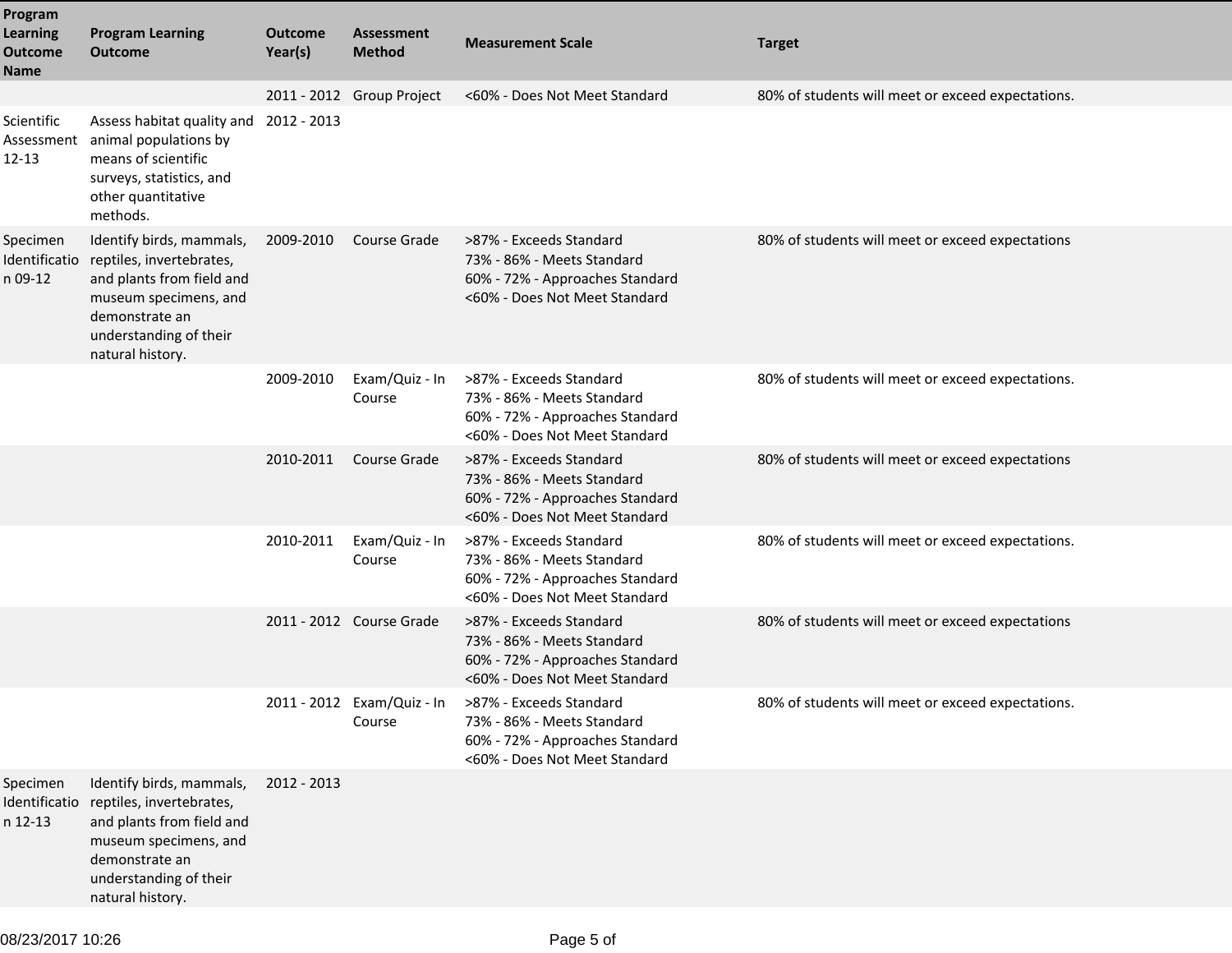| Program Learning Outcome Name | Program Learning Outcome | Outcome Year(s) | Assessment Method | Measurement Scale | Target |
|---|---|---|---|---|---|
| | | 2011 - 2012 | Group Project | <60% - Does Not Meet Standard | 80% of students will meet or exceed expectations. |
| Scientific Assessment 12-13 | Assess habitat quality and animal populations by means of scientific surveys, statistics, and other quantitative methods. | 2012 - 2013 | | | |
| Specimen Identification 09-12 | Identify birds, mammals, reptiles, invertebrates, and plants from field and museum specimens, and demonstrate an understanding of their natural history. | 2009-2010 | Course Grade | >87% - Exceeds Standard<br>73% - 86% - Meets Standard<br>60% - 72% - Approaches Standard<br><60% - Does Not Meet Standard | 80% of students will meet or exceed expectations |
| | | 2009-2010 | Exam/Quiz - In Course | >87% - Exceeds Standard<br>73% - 86% - Meets Standard<br>60% - 72% - Approaches Standard<br><60% - Does Not Meet Standard | 80% of students will meet or exceed expectations. |
| | | 2010-2011 | Course Grade | >87% - Exceeds Standard<br>73% - 86% - Meets Standard<br>60% - 72% - Approaches Standard<br><60% - Does Not Meet Standard | 80% of students will meet or exceed expectations |
| | | 2010-2011 | Exam/Quiz - In Course | >87% - Exceeds Standard<br>73% - 86% - Meets Standard<br>60% - 72% - Approaches Standard<br><60% - Does Not Meet Standard | 80% of students will meet or exceed expectations. |
| | | 2011 - 2012 | Course Grade | >87% - Exceeds Standard<br>73% - 86% - Meets Standard<br>60% - 72% - Approaches Standard<br><60% - Does Not Meet Standard | 80% of students will meet or exceed expectations |
| | | 2011 - 2012 | Exam/Quiz - In Course | >87% - Exceeds Standard<br>73% - 86% - Meets Standard<br>60% - 72% - Approaches Standard<br><60% - Does Not Meet Standard | 80% of students will meet or exceed expectations. |
| Specimen Identification 12-13 | Identify birds, mammals, reptiles, invertebrates, and plants from field and museum specimens, and demonstrate an understanding of their natural history. | 2012 - 2013 | | | |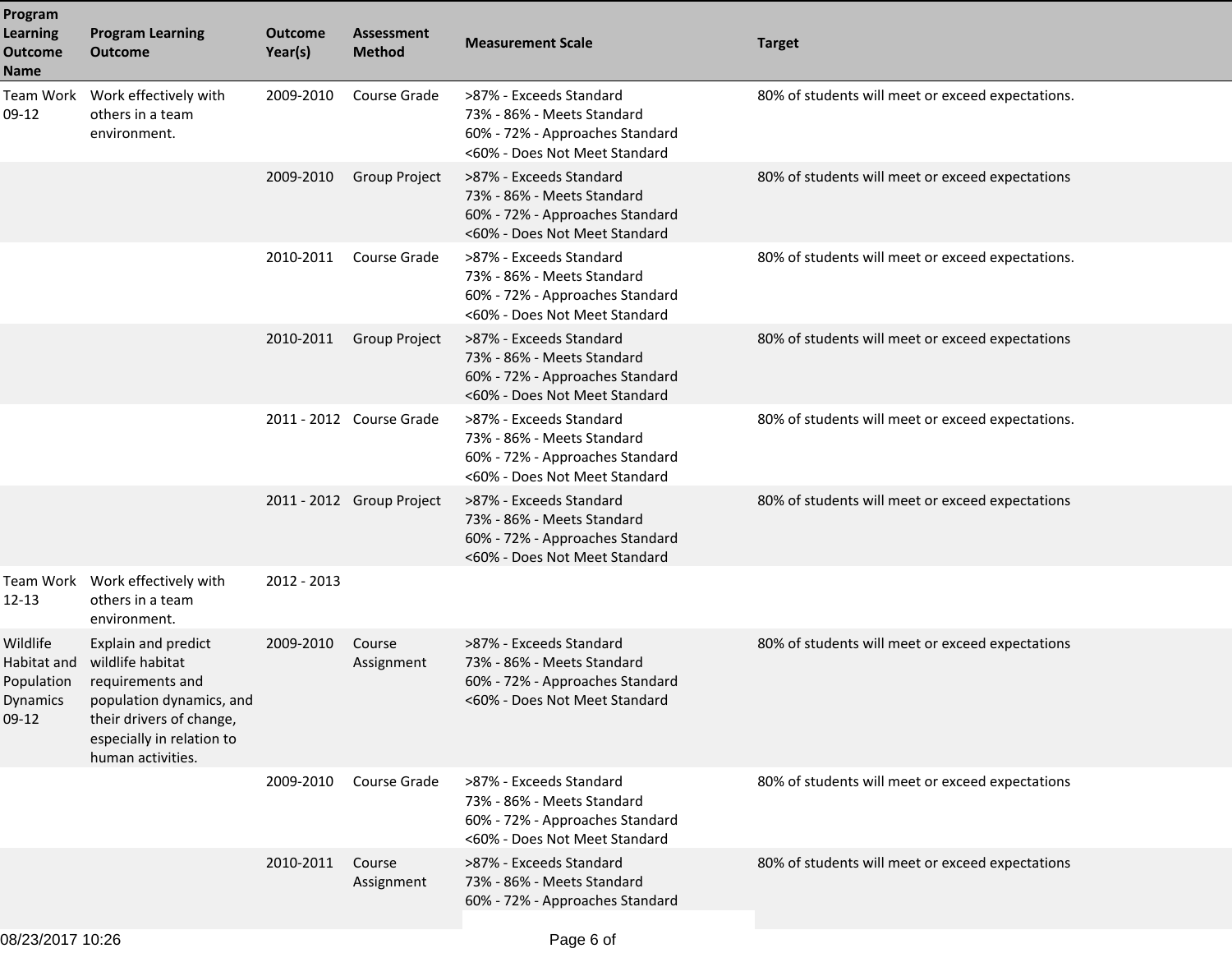| Program Learning Outcome Name | Program Learning Outcome | Outcome Year(s) | Assessment Method | Measurement Scale | Target |
|---|---|---|---|---|---|
| Team Work 09-12 | Work effectively with others in a team environment. | 2009-2010 | Course Grade | >87% - Exceeds Standard<br>73% - 86% - Meets Standard<br>60% - 72% - Approaches Standard<br><60% - Does Not Meet Standard | 80% of students will meet or exceed expectations. |
| | | 2009-2010 | Group Project | >87% - Exceeds Standard<br>73% - 86% - Meets Standard<br>60% - 72% - Approaches Standard<br><60% - Does Not Meet Standard | 80% of students will meet or exceed expectations |
| | | 2010-2011 | Course Grade | >87% - Exceeds Standard<br>73% - 86% - Meets Standard<br>60% - 72% - Approaches Standard<br><60% - Does Not Meet Standard | 80% of students will meet or exceed expectations. |
| | | 2010-2011 | Group Project | >87% - Exceeds Standard<br>73% - 86% - Meets Standard<br>60% - 72% - Approaches Standard<br><60% - Does Not Meet Standard | 80% of students will meet or exceed expectations |
| | | 2011 - 2012 | Course Grade | >87% - Exceeds Standard<br>73% - 86% - Meets Standard<br>60% - 72% - Approaches Standard<br><60% - Does Not Meet Standard | 80% of students will meet or exceed expectations. |
| | | 2011 - 2012 | Group Project | >87% - Exceeds Standard<br>73% - 86% - Meets Standard<br>60% - 72% - Approaches Standard<br><60% - Does Not Meet Standard | 80% of students will meet or exceed expectations |
| Team Work 12-13 | Work effectively with others in a team environment. | 2012 - 2013 | | | |
| Wildlife Habitat and Population Dynamics 09-12 | Explain and predict wildlife habitat requirements and population dynamics, and their drivers of change, especially in relation to human activities. | 2009-2010 | Course Assignment | >87% - Exceeds Standard<br>73% - 86% - Meets Standard<br>60% - 72% - Approaches Standard<br><60% - Does Not Meet Standard | 80% of students will meet or exceed expectations |
| | | 2009-2010 | Course Grade | >87% - Exceeds Standard<br>73% - 86% - Meets Standard<br>60% - 72% - Approaches Standard<br><60% - Does Not Meet Standard | 80% of students will meet or exceed expectations |
| | | 2010-2011 | Course Assignment | >87% - Exceeds Standard<br>73% - 86% - Meets Standard<br>60% - 72% - Approaches Standard | 80% of students will meet or exceed expectations |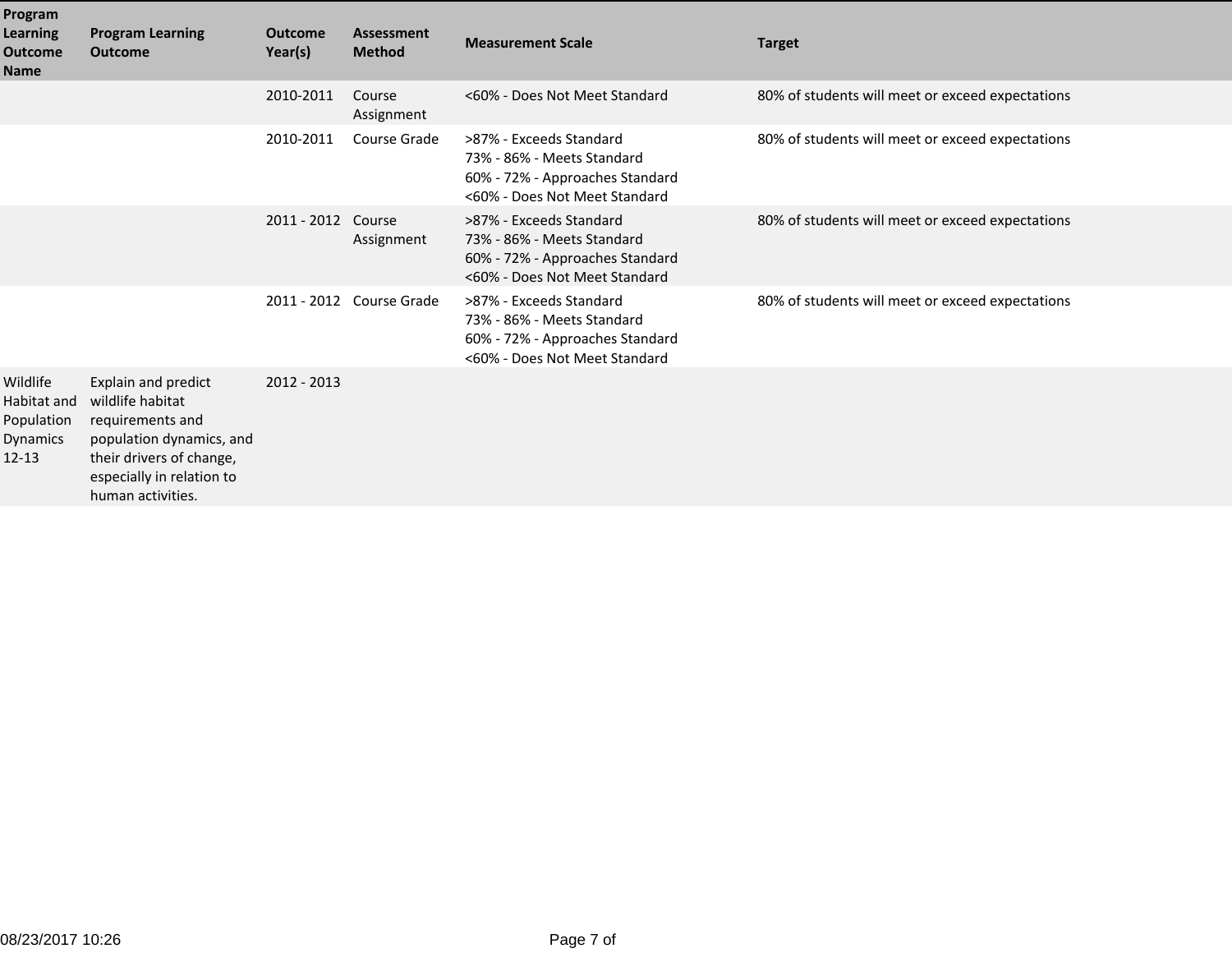| Program Learning Outcome Name | Program Learning Outcome | Outcome Year(s) | Assessment Method | Measurement Scale | Target |
|---|---|---|---|---|---|
| | | 2010-2011 | Course Assignment | <60% - Does Not Meet Standard | 80% of students will meet or exceed expectations |
| | | 2010-2011 | Course Grade | >87% - Exceeds Standard<br>73% - 86% - Meets Standard<br>60% - 72% - Approaches Standard<br><60% - Does Not Meet Standard | 80% of students will meet or exceed expectations |
| | | 2011 - 2012 | Course Assignment | >87% - Exceeds Standard<br>73% - 86% - Meets Standard<br>60% - 72% - Approaches Standard<br><60% - Does Not Meet Standard | 80% of students will meet or exceed expectations |
| | | 2011 - 2012 | Course Grade | >87% - Exceeds Standard<br>73% - 86% - Meets Standard<br>60% - 72% - Approaches Standard<br><60% - Does Not Meet Standard | 80% of students will meet or exceed expectations |
| Wildlife Habitat and Population Dynamics 12-13 | Explain and predict wildlife habitat requirements and population dynamics, and their drivers of change, especially in relation to human activities. | 2012 - 2013 | | | |

08/23/2017 10:26